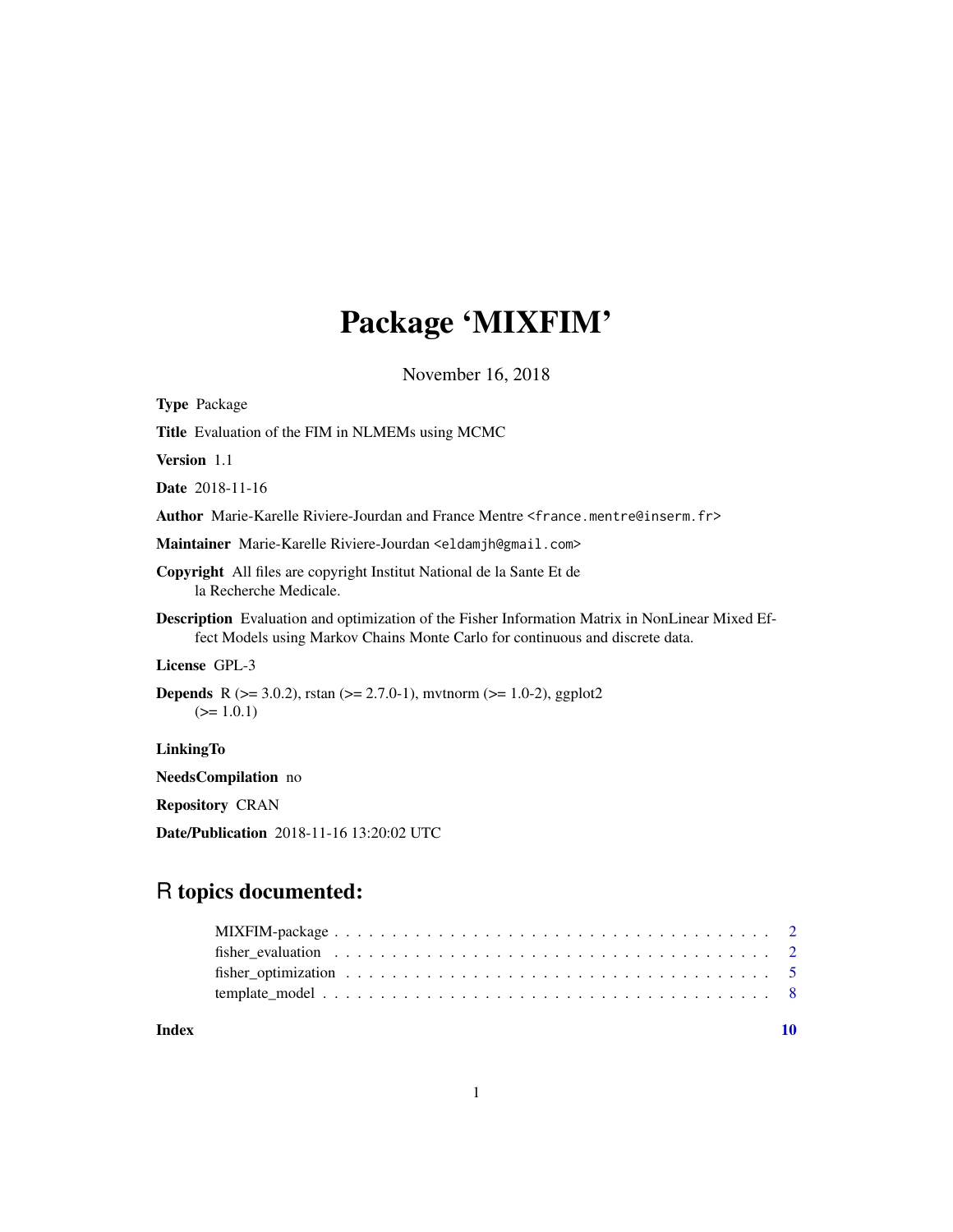# Package 'MIXFIM'

November 16, 2018

**Type** Package

**Title** Evaluation of the FIM in NLMEMs using MCMC

**Version** 1.1

**Date** 2018-11-16

**Author** Marie-Karelle Riviere-Jourdan and France Mentre <france.mentre@inserm.fr>

**Maintainer** Marie-Karelle Riviere-Jourdan <eldamjh@gmail.com>

**Copyright** All files are copyright Institut National de la Sante Et de la Recherche Medicale.

**Description** Evaluation and optimization of the Fisher Information Matrix in NonLinear Mixed Effect Models using Markov Chains Monte Carlo for continuous and discrete data.

**License** GPL-3

**Depends** R (>= 3.0.2), rstan (>= 2.7.0-1), mvtnorm (>= 1.0-2), ggplot2 (>= 1.0.1)

**LinkingTo**

**NeedsCompilation** no

**Repository** CRAN

**Date/Publication** 2018-11-16 13:20:02 UTC

## R topics documented:

| | |
|---|---|
| MIXFIM-package | 2 |
| fisher_evaluation | 2 |
| fisher_optimization | 5 |
| template_model | 8 |
| **Index** | **10** |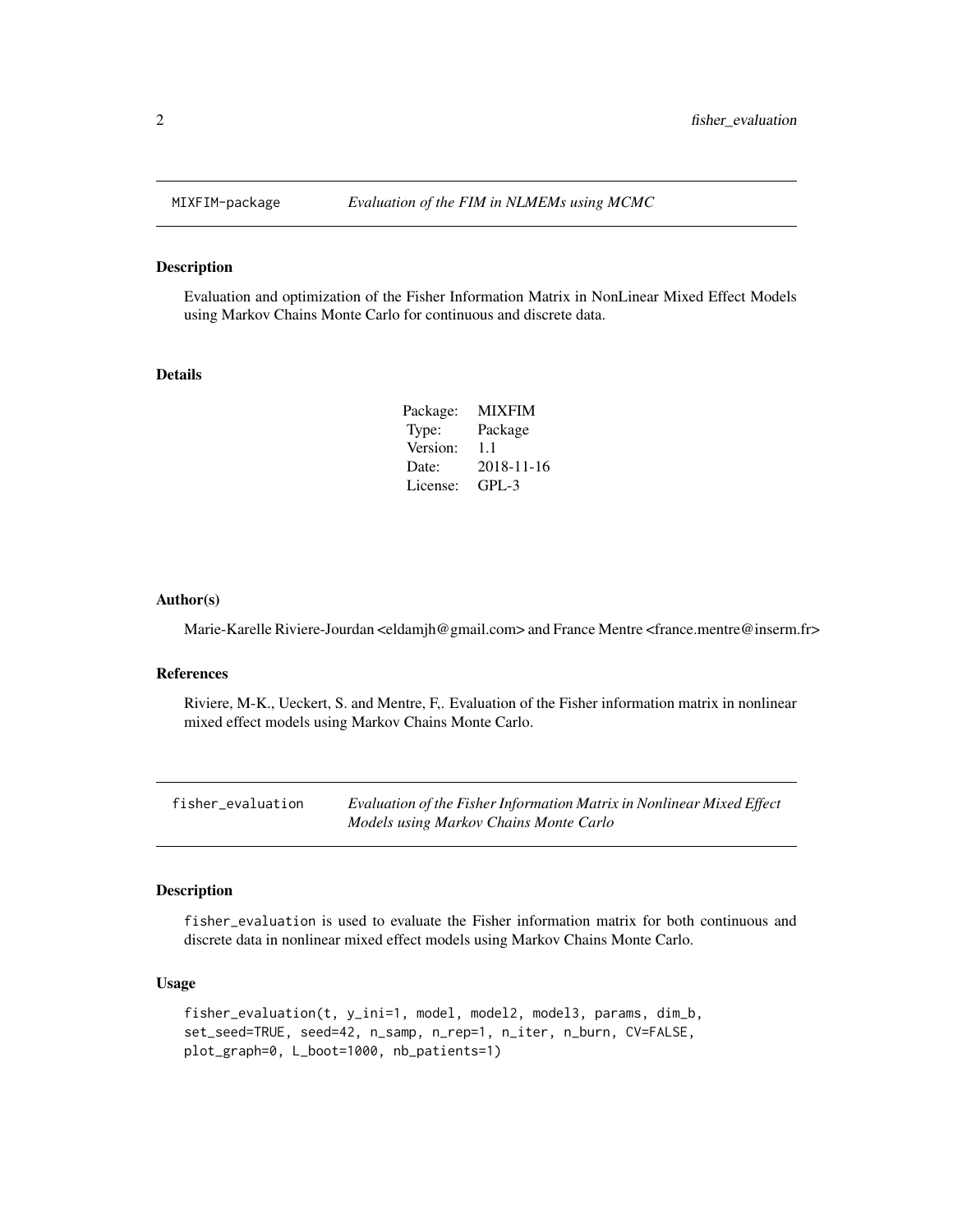## MIXFIM-package — *Evaluation of the FIM in NLMEMs using MCMC*

### Description

Evaluation and optimization of the Fisher Information Matrix in NonLinear Mixed Effect Models using Markov Chains Monte Carlo for continuous and discrete data.

### Details

| | |
|---|---|
| Package: | MIXFIM |
| Type: | Package |
| Version: | 1.1 |
| Date: | 2018-11-16 |
| License: | GPL-3 |

### Author(s)

Marie-Karelle Riviere-Jourdan <eldamjh@gmail.com> and France Mentre <france.mentre@inserm.fr>

### References

Riviere, M-K., Ueckert, S. and Mentre, F,. Evaluation of the Fisher information matrix in nonlinear mixed effect models using Markov Chains Monte Carlo.

## fisher_evaluation — *Evaluation of the Fisher Information Matrix in Nonlinear Mixed Effect Models using Markov Chains Monte Carlo*

### Description

fisher_evaluation is used to evaluate the Fisher information matrix for both continuous and discrete data in nonlinear mixed effect models using Markov Chains Monte Carlo.

### Usage

```
fisher_evaluation(t, y_ini=1, model, model2, model3, params, dim_b,
set_seed=TRUE, seed=42, n_samp, n_rep=1, n_iter, n_burn, CV=FALSE,
plot_graph=0, L_boot=1000, nb_patients=1)
```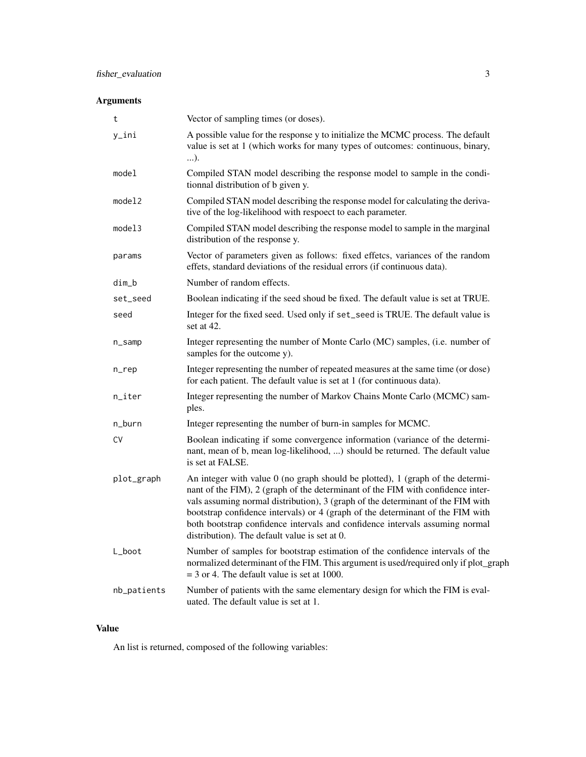### Arguments

| | |
|---|---|
| `t` | Vector of sampling times (or doses). |
| `y_ini` | A possible value for the response y to initialize the MCMC process. The default value is set at 1 (which works for many types of outcomes: continuous, binary, ...). |
| `model` | Compiled STAN model describing the response model to sample in the conditionnal distribution of b given y. |
| `model2` | Compiled STAN model describing the response model for calculating the derivative of the log-likelihood with respoect to each parameter. |
| `model3` | Compiled STAN model describing the response model to sample in the marginal distribution of the response y. |
| `params` | Vector of parameters given as follows: fixed effetcs, variances of the random effets, standard deviations of the residual errors (if continuous data). |
| `dim_b` | Number of random effects. |
| `set_seed` | Boolean indicating if the seed shoud be fixed. The default value is set at TRUE. |
| `seed` | Integer for the fixed seed. Used only if `set_seed` is TRUE. The default value is set at 42. |
| `n_samp` | Integer representing the number of Monte Carlo (MC) samples, (i.e. number of samples for the outcome y). |
| `n_rep` | Integer representing the number of repeated measures at the same time (or dose) for each patient. The default value is set at 1 (for continuous data). |
| `n_iter` | Integer representing the number of Markov Chains Monte Carlo (MCMC) samples. |
| `n_burn` | Integer representing the number of burn-in samples for MCMC. |
| `CV` | Boolean indicating if some convergence information (variance of the determinant, mean of b, mean log-likelihood, ...) should be returned. The default value is set at FALSE. |
| `plot_graph` | An integer with value 0 (no graph should be plotted), 1 (graph of the determinant of the FIM), 2 (graph of the determinant of the FIM with confidence intervals assuming normal distribution), 3 (graph of the determinant of the FIM with bootstrap confidence intervals) or 4 (graph of the determinant of the FIM with both bootstrap confidence intervals and confidence intervals assuming normal distribution). The default value is set at 0. |
| `L_boot` | Number of samples for bootstrap estimation of the confidence intervals of the normalized determinant of the FIM. This argument is used/required only if plot_graph = 3 or 4. The default value is set at 1000. |
| `nb_patients` | Number of patients with the same elementary design for which the FIM is evaluated. The default value is set at 1. |

### Value

An list is returned, composed of the following variables: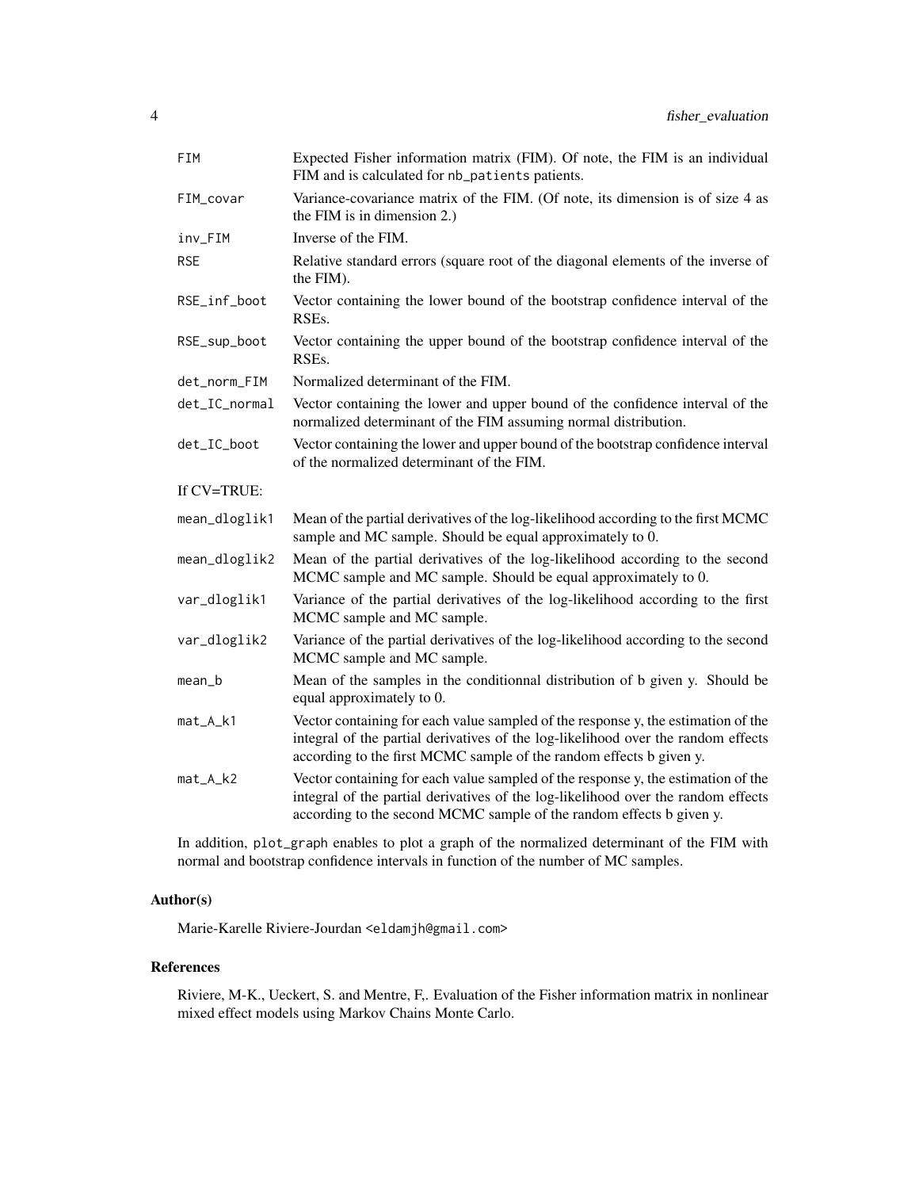| | |
|---|---|
| FIM | Expected Fisher information matrix (FIM). Of note, the FIM is an individual FIM and is calculated for nb_patients patients. |
| FIM_covar | Variance-covariance matrix of the FIM. (Of note, its dimension is of size 4 as the FIM is in dimension 2.) |
| inv_FIM | Inverse of the FIM. |
| RSE | Relative standard errors (square root of the diagonal elements of the inverse of the FIM). |
| RSE_inf_boot | Vector containing the lower bound of the bootstrap confidence interval of the RSEs. |
| RSE_sup_boot | Vector containing the upper bound of the bootstrap confidence interval of the RSEs. |
| det_norm_FIM | Normalized determinant of the FIM. |
| det_IC_normal | Vector containing the lower and upper bound of the confidence interval of the normalized determinant of the FIM assuming normal distribution. |
| det_IC_boot | Vector containing the lower and upper bound of the bootstrap confidence interval of the normalized determinant of the FIM. |

If CV=TRUE:

| | |
|---|---|
| mean_dloglik1 | Mean of the partial derivatives of the log-likelihood according to the first MCMC sample and MC sample. Should be equal approximately to 0. |
| mean_dloglik2 | Mean of the partial derivatives of the log-likelihood according to the second MCMC sample and MC sample. Should be equal approximately to 0. |
| var_dloglik1 | Variance of the partial derivatives of the log-likelihood according to the first MCMC sample and MC sample. |
| var_dloglik2 | Variance of the partial derivatives of the log-likelihood according to the second MCMC sample and MC sample. |
| mean_b | Mean of the samples in the conditionnal distribution of b given y. Should be equal approximately to 0. |
| mat_A_k1 | Vector containing for each value sampled of the response y, the estimation of the integral of the partial derivatives of the log-likelihood over the random effects according to the first MCMC sample of the random effects b given y. |
| mat_A_k2 | Vector containing for each value sampled of the response y, the estimation of the integral of the partial derivatives of the log-likelihood over the random effects according to the second MCMC sample of the random effects b given y. |

In addition, plot_graph enables to plot a graph of the normalized determinant of the FIM with normal and bootstrap confidence intervals in function of the number of MC samples.

## Author(s)

Marie-Karelle Riviere-Jourdan <eldamjh@gmail.com>

## References

Riviere, M-K., Ueckert, S. and Mentre, F,. Evaluation of the Fisher information matrix in nonlinear mixed effect models using Markov Chains Monte Carlo.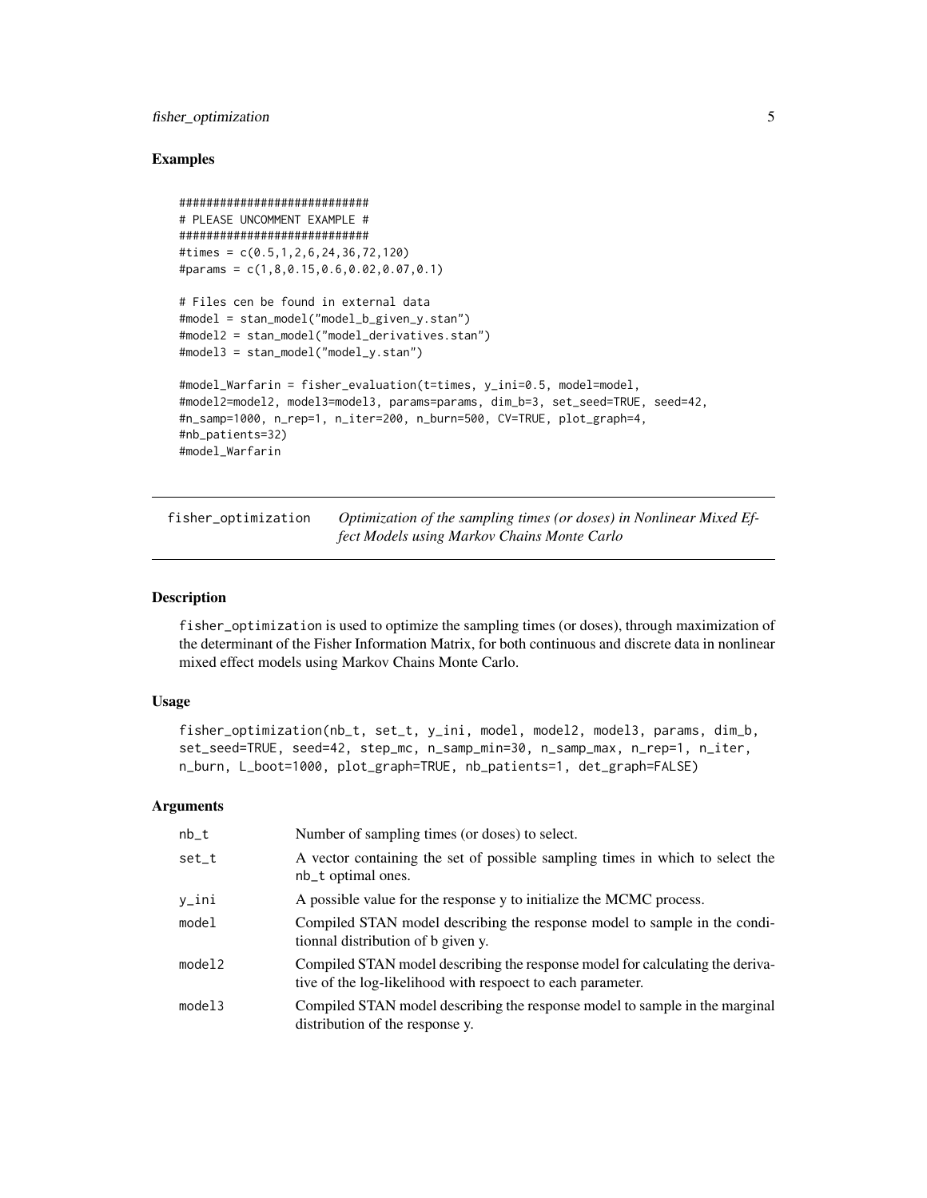## Examples

```
############################
# PLEASE UNCOMMENT EXAMPLE #
############################
#times = c(0.5,1,2,6,24,36,72,120)
#params = c(1,8,0.15,0.6,0.02,0.07,0.1)

# Files cen be found in external data
#model = stan_model("model_b_given_y.stan")
#model2 = stan_model("model_derivatives.stan")
#model3 = stan_model("model_y.stan")

#model_Warfarin = fisher_evaluation(t=times, y_ini=0.5, model=model,
#model2=model2, model3=model3, params=params, dim_b=3, set_seed=TRUE, seed=42,
#n_samp=1000, n_rep=1, n_iter=200, n_burn=500, CV=TRUE, plot_graph=4,
#nb_patients=32)
#model_Warfarin
```

---

# fisher_optimization — *Optimization of the sampling times (or doses) in Nonlinear Mixed Effect Models using Markov Chains Monte Carlo*

---

## Description

fisher_optimization is used to optimize the sampling times (or doses), through maximization of the determinant of the Fisher Information Matrix, for both continuous and discrete data in nonlinear mixed effect models using Markov Chains Monte Carlo.

## Usage

```
fisher_optimization(nb_t, set_t, y_ini, model, model2, model3, params, dim_b,
set_seed=TRUE, seed=42, step_mc, n_samp_min=30, n_samp_max, n_rep=1, n_iter,
n_burn, L_boot=1000, plot_graph=TRUE, nb_patients=1, det_graph=FALSE)
```

## Arguments

| Argument | Description |
|---|---|
| nb_t | Number of sampling times (or doses) to select. |
| set_t | A vector containing the set of possible sampling times in which to select the nb_t optimal ones. |
| y_ini | A possible value for the response y to initialize the MCMC process. |
| model | Compiled STAN model describing the response model to sample in the conditionnal distribution of b given y. |
| model2 | Compiled STAN model describing the response model for calculating the derivative of the log-likelihood with respoect to each parameter. |
| model3 | Compiled STAN model describing the response model to sample in the marginal distribution of the response y. |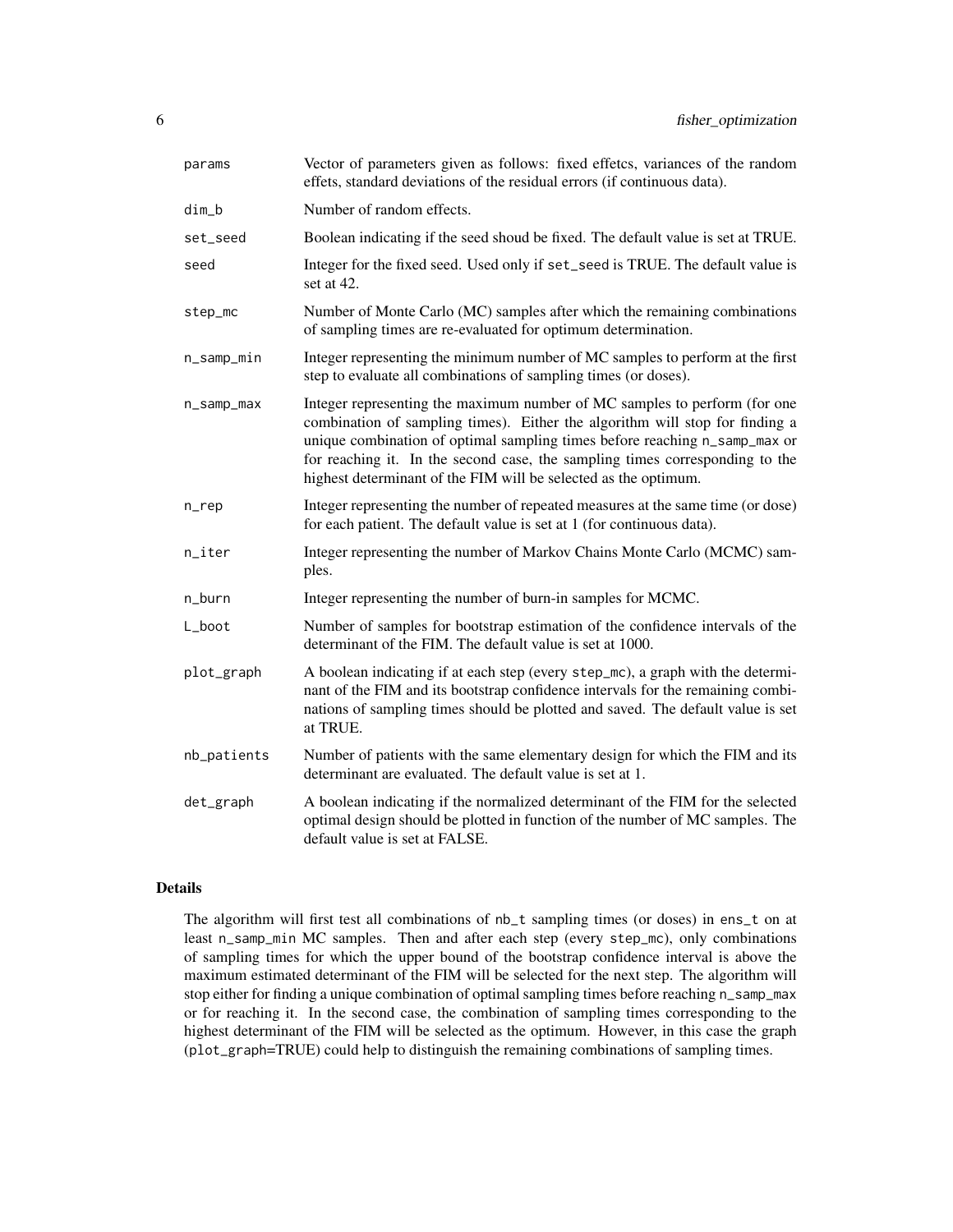| | |
|---|---|
| `params` | Vector of parameters given as follows: fixed effetcs, variances of the random effets, standard deviations of the residual errors (if continuous data). |
| `dim_b` | Number of random effects. |
| `set_seed` | Boolean indicating if the seed shoud be fixed. The default value is set at TRUE. |
| `seed` | Integer for the fixed seed. Used only if `set_seed` is TRUE. The default value is set at 42. |
| `step_mc` | Number of Monte Carlo (MC) samples after which the remaining combinations of sampling times are re-evaluated for optimum determination. |
| `n_samp_min` | Integer representing the minimum number of MC samples to perform at the first step to evaluate all combinations of sampling times (or doses). |
| `n_samp_max` | Integer representing the maximum number of MC samples to perform (for one combination of sampling times). Either the algorithm will stop for finding a unique combination of optimal sampling times before reaching `n_samp_max` or for reaching it. In the second case, the sampling times corresponding to the highest determinant of the FIM will be selected as the optimum. |
| `n_rep` | Integer representing the number of repeated measures at the same time (or dose) for each patient. The default value is set at 1 (for continuous data). |
| `n_iter` | Integer representing the number of Markov Chains Monte Carlo (MCMC) samples. |
| `n_burn` | Integer representing the number of burn-in samples for MCMC. |
| `L_boot` | Number of samples for bootstrap estimation of the confidence intervals of the determinant of the FIM. The default value is set at 1000. |
| `plot_graph` | A boolean indicating if at each step (every `step_mc`), a graph with the determinant of the FIM and its bootstrap confidence intervals for the remaining combinations of sampling times should be plotted and saved. The default value is set at TRUE. |
| `nb_patients` | Number of patients with the same elementary design for which the FIM and its determinant are evaluated. The default value is set at 1. |
| `det_graph` | A boolean indicating if the normalized determinant of the FIM for the selected optimal design should be plotted in function of the number of MC samples. The default value is set at FALSE. |

## Details

The algorithm will first test all combinations of `nb_t` sampling times (or doses) in `ens_t` on at least `n_samp_min` MC samples. Then and after each step (every `step_mc`), only combinations of sampling times for which the upper bound of the bootstrap confidence interval is above the maximum estimated determinant of the FIM will be selected for the next step. The algorithm will stop either for finding a unique combination of optimal sampling times before reaching `n_samp_max` or for reaching it. In the second case, the combination of sampling times corresponding to the highest determinant of the FIM will be selected as the optimum. However, in this case the graph (`plot_graph=TRUE`) could help to distinguish the remaining combinations of sampling times.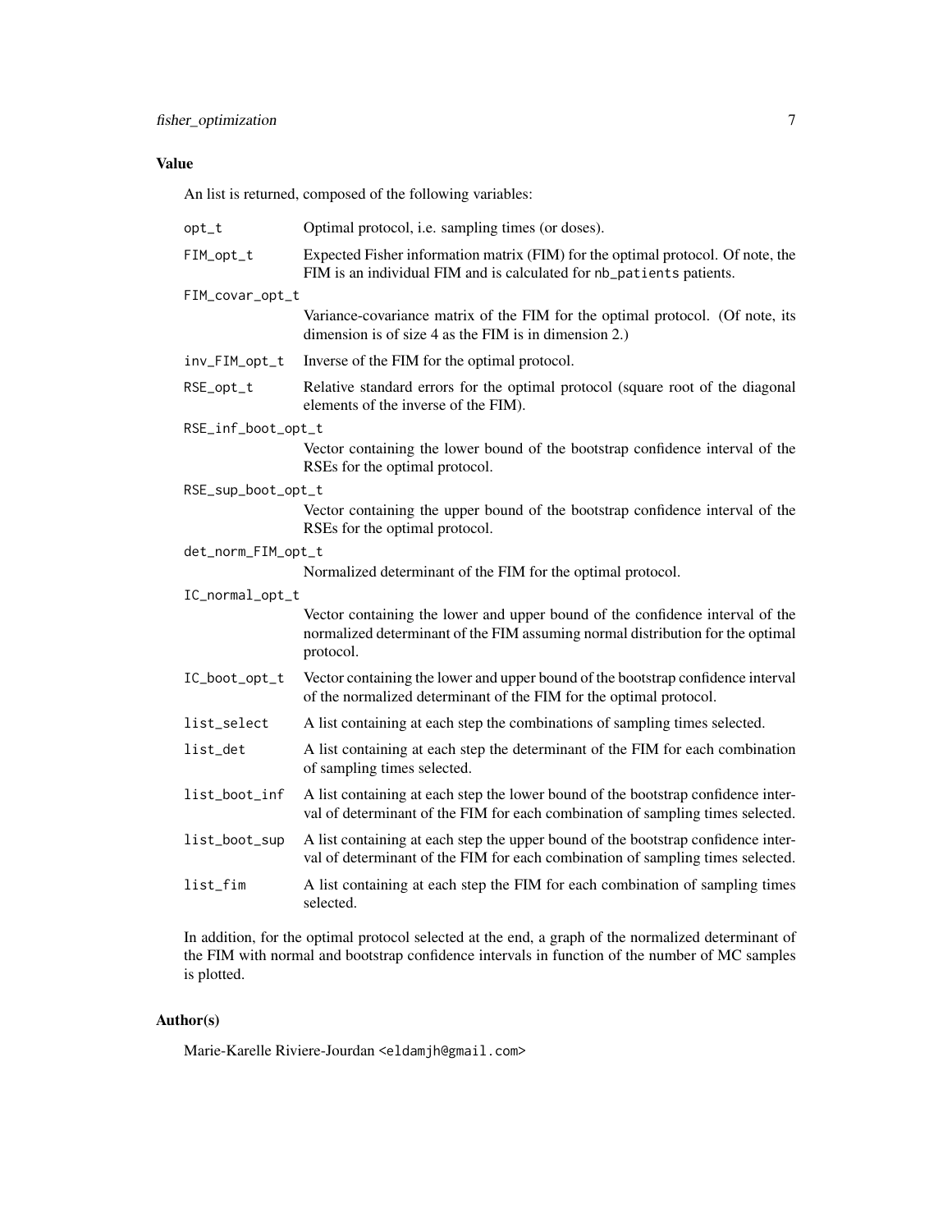## Value

An list is returned, composed of the following variables:

- `opt_t` Optimal protocol, i.e. sampling times (or doses).
- `FIM_opt_t` Expected Fisher information matrix (FIM) for the optimal protocol. Of note, the FIM is an individual FIM and is calculated for `nb_patients` patients.
- `FIM_covar_opt_t` Variance-covariance matrix of the FIM for the optimal protocol. (Of note, its dimension is of size 4 as the FIM is in dimension 2.)
- `inv_FIM_opt_t` Inverse of the FIM for the optimal protocol.
- `RSE_opt_t` Relative standard errors for the optimal protocol (square root of the diagonal elements of the inverse of the FIM).
- `RSE_inf_boot_opt_t` Vector containing the lower bound of the bootstrap confidence interval of the RSEs for the optimal protocol.
- `RSE_sup_boot_opt_t` Vector containing the upper bound of the bootstrap confidence interval of the RSEs for the optimal protocol.
- `det_norm_FIM_opt_t` Normalized determinant of the FIM for the optimal protocol.
- `IC_normal_opt_t` Vector containing the lower and upper bound of the confidence interval of the normalized determinant of the FIM assuming normal distribution for the optimal protocol.
- `IC_boot_opt_t` Vector containing the lower and upper bound of the bootstrap confidence interval of the normalized determinant of the FIM for the optimal protocol.
- `list_select` A list containing at each step the combinations of sampling times selected.
- `list_det` A list containing at each step the determinant of the FIM for each combination of sampling times selected.
- `list_boot_inf` A list containing at each step the lower bound of the bootstrap confidence interval of determinant of the FIM for each combination of sampling times selected.
- `list_boot_sup` A list containing at each step the upper bound of the bootstrap confidence interval of determinant of the FIM for each combination of sampling times selected.
- `list_fim` A list containing at each step the FIM for each combination of sampling times selected.

In addition, for the optimal protocol selected at the end, a graph of the normalized determinant of the FIM with normal and bootstrap confidence intervals in function of the number of MC samples is plotted.

## Author(s)

Marie-Karelle Riviere-Jourdan <eldamjh@gmail.com>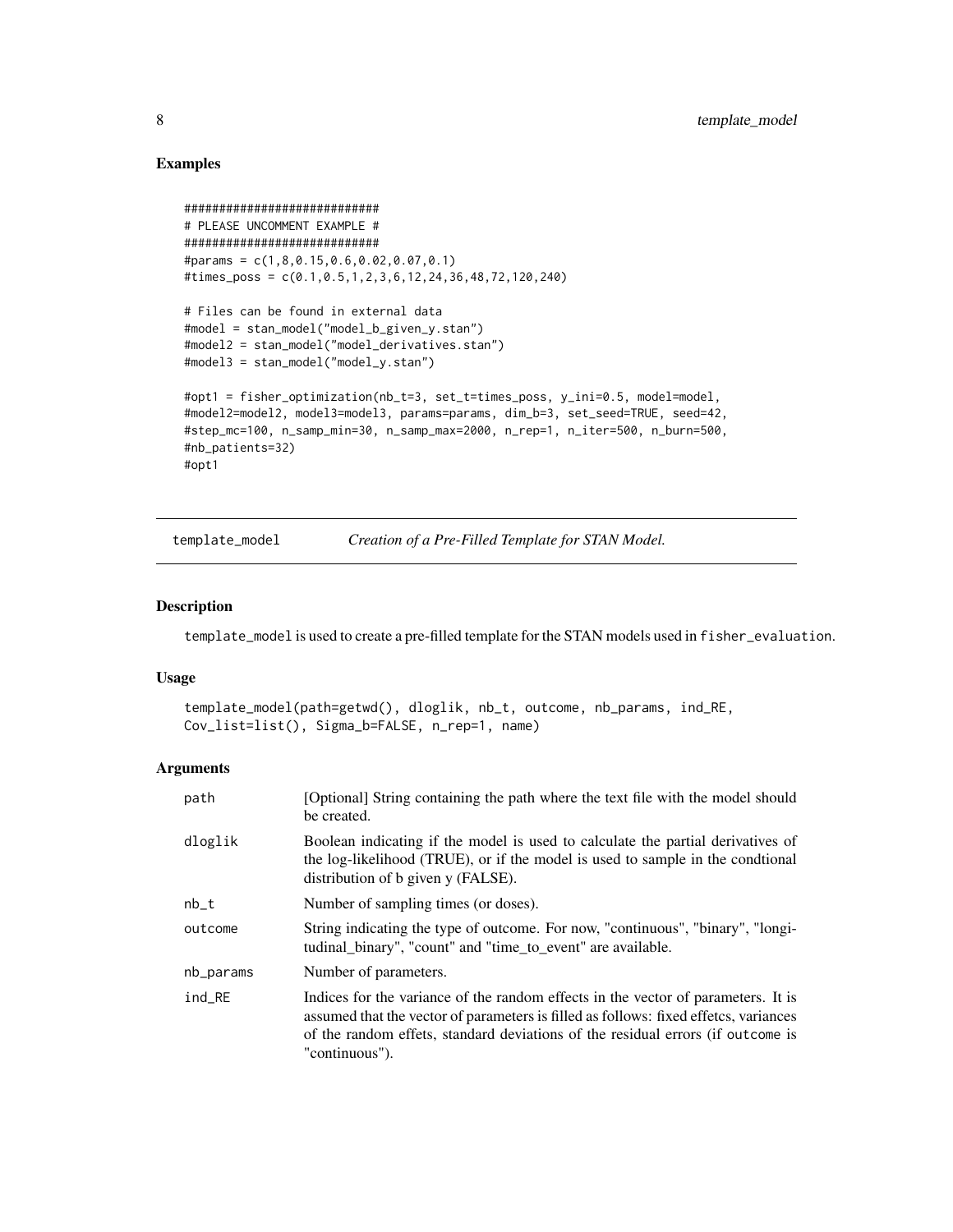## Examples

```
############################
# PLEASE UNCOMMENT EXAMPLE #
############################
#params = c(1,8,0.15,0.6,0.02,0.07,0.1)
#times_poss = c(0.1,0.5,1,2,3,6,12,24,36,48,72,120,240)

# Files can be found in external data
#model = stan_model("model_b_given_y.stan")
#model2 = stan_model("model_derivatives.stan")
#model3 = stan_model("model_y.stan")

#opt1 = fisher_optimization(nb_t=3, set_t=times_poss, y_ini=0.5, model=model,
#model2=model2, model3=model3, params=params, dim_b=3, set_seed=TRUE, seed=42,
#step_mc=100, n_samp_min=30, n_samp_max=2000, n_rep=1, n_iter=500, n_burn=500,
#nb_patients=32)
#opt1
```

---

# template_model — *Creation of a Pre-Filled Template for STAN Model.*

---

## Description

template_model is used to create a pre-filled template for the STAN models used in fisher_evaluation.

## Usage

```
template_model(path=getwd(), dloglik, nb_t, outcome, nb_params, ind_RE,
Cov_list=list(), Sigma_b=FALSE, n_rep=1, name)
```

## Arguments

| | |
|---|---|
| path | [Optional] String containing the path where the text file with the model should be created. |
| dloglik | Boolean indicating if the model is used to calculate the partial derivatives of the log-likelihood (TRUE), or if the model is used to sample in the condtional distribution of b given y (FALSE). |
| nb_t | Number of sampling times (or doses). |
| outcome | String indicating the type of outcome. For now, "continuous", "binary", "longitudinal_binary", "count" and "time_to_event" are available. |
| nb_params | Number of parameters. |
| ind_RE | Indices for the variance of the random effects in the vector of parameters. It is assumed that the vector of parameters is filled as follows: fixed effetcs, variances of the random effets, standard deviations of the residual errors (if outcome is "continuous"). |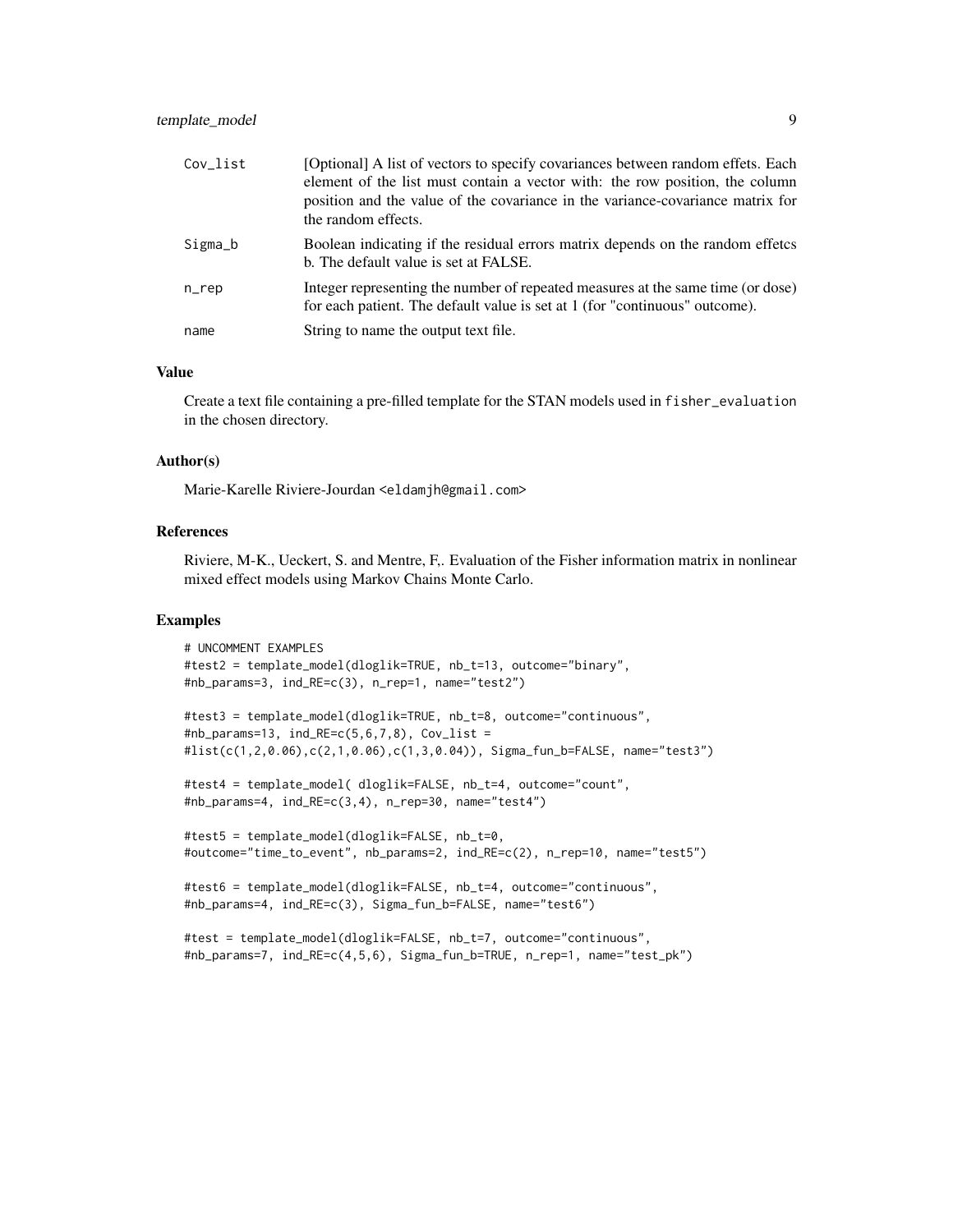| | |
|---|---|
| Cov_list | [Optional] A list of vectors to specify covariances between random effets. Each element of the list must contain a vector with: the row position, the column position and the value of the covariance in the variance-covariance matrix for the random effects. |
| Sigma_b | Boolean indicating if the residual errors matrix depends on the random effetcs b. The default value is set at FALSE. |
| n_rep | Integer representing the number of repeated measures at the same time (or dose) for each patient. The default value is set at 1 (for "continuous" outcome). |
| name | String to name the output text file. |

### Value

Create a text file containing a pre-filled template for the STAN models used in `fisher_evaluation` in the chosen directory.

### Author(s)

Marie-Karelle Riviere-Jourdan <eldamjh@gmail.com>

### References

Riviere, M-K., Ueckert, S. and Mentre, F,. Evaluation of the Fisher information matrix in nonlinear mixed effect models using Markov Chains Monte Carlo.

### Examples

```
# UNCOMMENT EXAMPLES
#test2 = template_model(dloglik=TRUE, nb_t=13, outcome="binary",
#nb_params=3, ind_RE=c(3), n_rep=1, name="test2")

#test3 = template_model(dloglik=TRUE, nb_t=8, outcome="continuous",
#nb_params=13, ind_RE=c(5,6,7,8), Cov_list =
#list(c(1,2,0.06),c(2,1,0.06),c(1,3,0.04)), Sigma_fun_b=FALSE, name="test3")

#test4 = template_model( dloglik=FALSE, nb_t=4, outcome="count",
#nb_params=4, ind_RE=c(3,4), n_rep=30, name="test4")

#test5 = template_model(dloglik=FALSE, nb_t=0,
#outcome="time_to_event", nb_params=2, ind_RE=c(2), n_rep=10, name="test5")

#test6 = template_model(dloglik=FALSE, nb_t=4, outcome="continuous",
#nb_params=4, ind_RE=c(3), Sigma_fun_b=FALSE, name="test6")

#test = template_model(dloglik=FALSE, nb_t=7, outcome="continuous",
#nb_params=7, ind_RE=c(4,5,6), Sigma_fun_b=TRUE, n_rep=1, name="test_pk")
```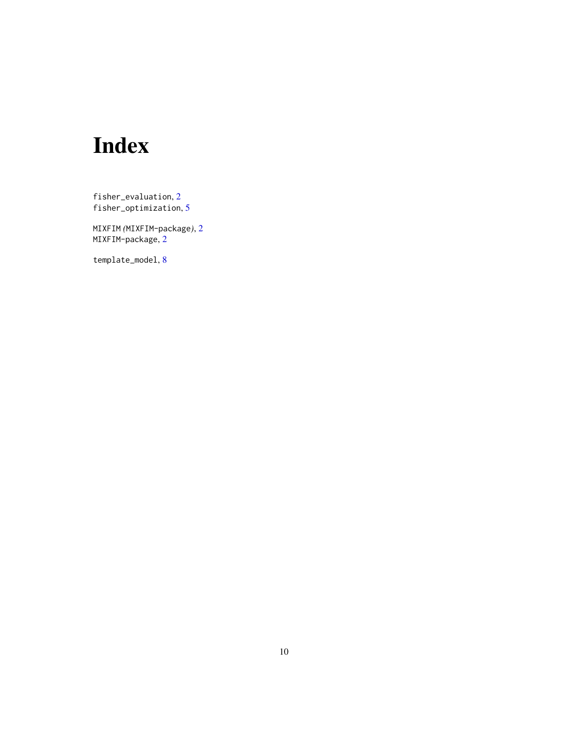# Index

fisher_evaluation, 2
fisher_optimization, 5

MIXFIM (MIXFIM-package), 2
MIXFIM-package, 2

template_model, 8